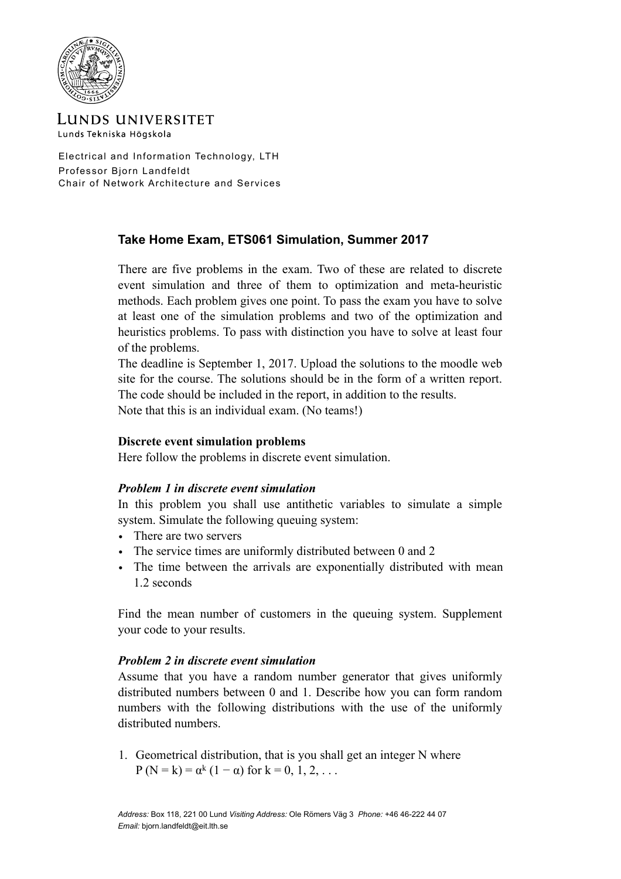LUNDS UNIVERSITET

Lunds Tekniska Högskola

Electrical and Information Technology, LTH
Professor Bjorn Landfeldt
Chair of Network Architecture and Services

### Take Home Exam, ETS061 Simulation, Summer 2017

There are five problems in the exam. Two of these are related to discrete event simulation and three of them to optimization and meta-heuristic methods. Each problem gives one point. To pass the exam you have to solve at least one of the simulation problems and two of the optimization and heuristics problems. To pass with distinction you have to solve at least four of the problems.

The deadline is September 1, 2017. Upload the solutions to the moodle web site for the course. The solutions should be in the form of a written report. The code should be included in the report, in addition to the results.

Note that this is an individual exam. (No teams!)

**Discrete event simulation problems**

Here follow the problems in discrete event simulation.

***Problem 1 in discrete event simulation***

In this problem you shall use antithetic variables to simulate a simple system. Simulate the following queuing system:

- There are two servers
- The service times are uniformly distributed between 0 and 2
- The time between the arrivals are exponentially distributed with mean 1.2 seconds

Find the mean number of customers in the queuing system. Supplement your code to your results.

***Problem 2 in discrete event simulation***

Assume that you have a random number generator that gives uniformly distributed numbers between 0 and 1. Describe how you can form random numbers with the following distributions with the use of the uniformly distributed numbers.

1. Geometrical distribution, that is you shall get an integer N where $P(N = k) = \alpha^k (1 - \alpha)$ for $k = 0, 1, 2, \ldots$

*Address:* Box 118, 221 00 Lund *Visiting Address:* Ole Römers Väg 3 *Phone:* +46 46-222 44 07
*Email:* bjorn.landfeldt@eit.lth.se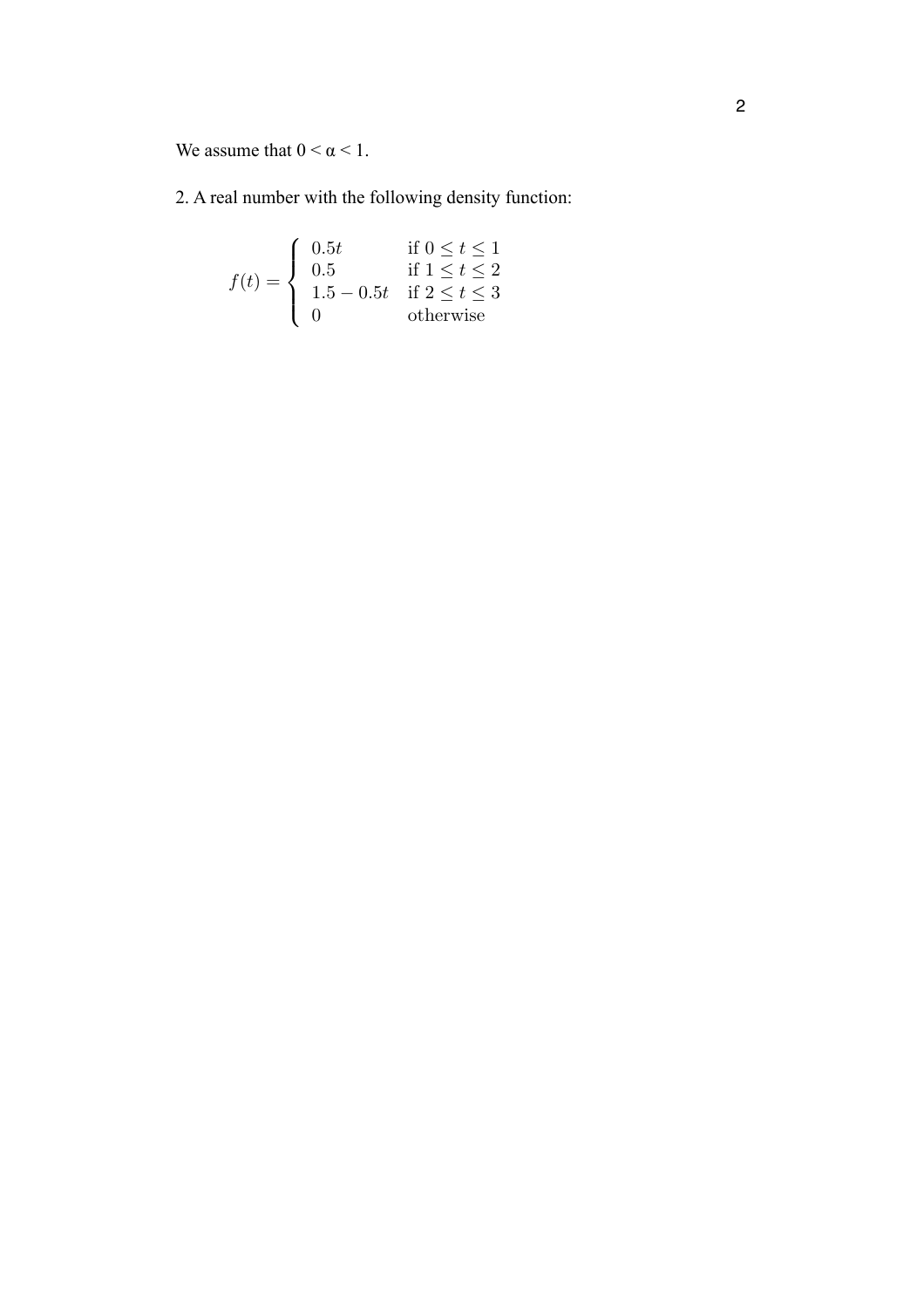We assume that $0 < \alpha < 1$.

2. A real number with the following density function:

$$f(t) = \begin{cases} 0.5t & \text{if } 0 \leq t \leq 1 \\ 0.5 & \text{if } 1 \leq t \leq 2 \\ 1.5 - 0.5t & \text{if } 2 \leq t \leq 3 \\ 0 & \text{otherwise} \end{cases}$$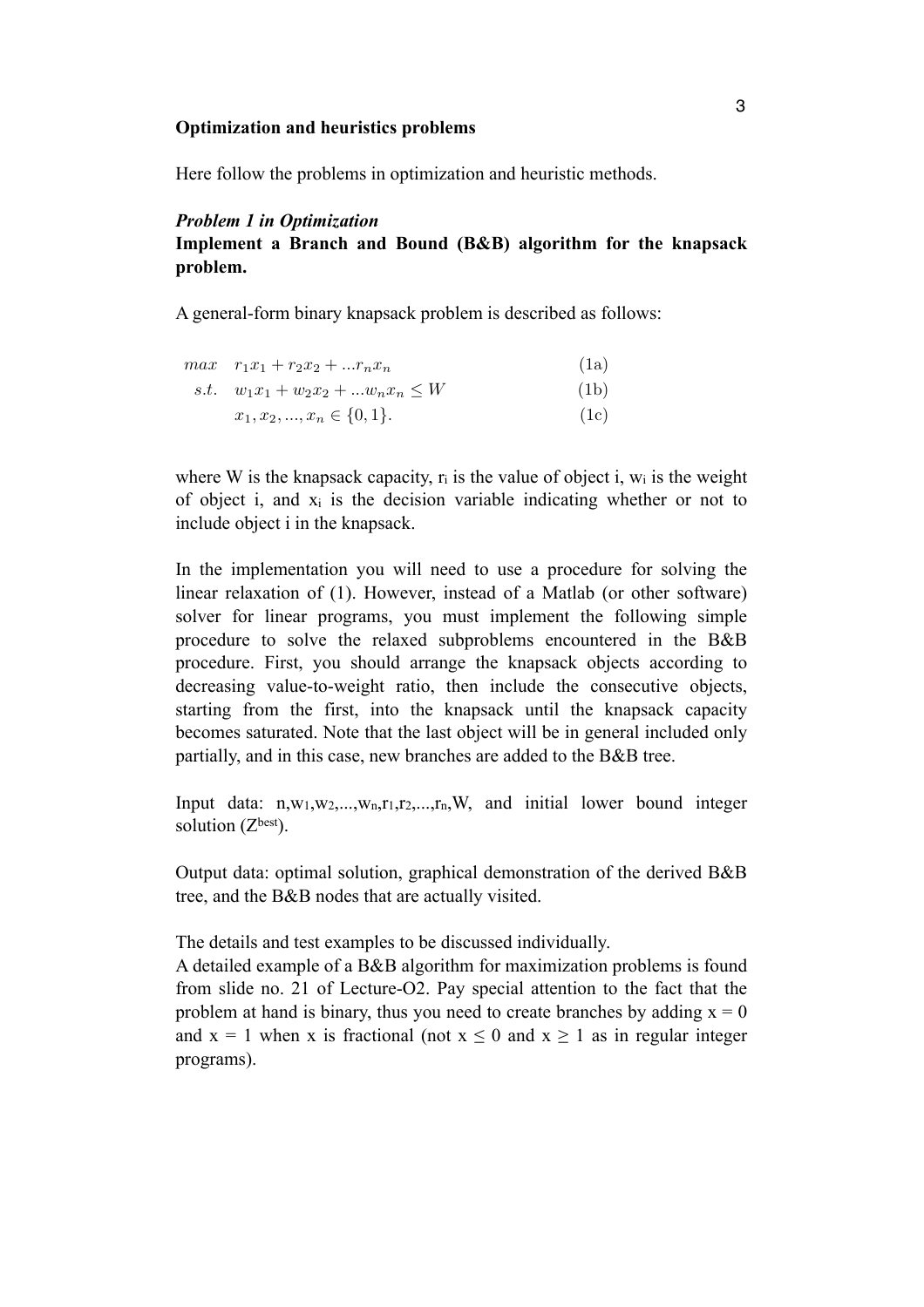**Optimization and heuristics problems**

Here follow the problems in optimization and heuristic methods.

***Problem 1 in Optimization***

**Implement a Branch and Bound (B&B) algorithm for the knapsack problem.**

A general-form binary knapsack problem is described as follows:

$$
\begin{aligned}
max \quad & r_1 x_1 + r_2 x_2 + ... r_n x_n & \text{(1a)} \\
s.t. \quad & w_1 x_1 + w_2 x_2 + ... w_n x_n \leq W & \text{(1b)} \\
& x_1, x_2, ..., x_n \in \{0, 1\}. & \text{(1c)}
\end{aligned}
$$

where W is the knapsack capacity, $r_i$ is the value of object i, $w_i$ is the weight of object i, and $x_i$ is the decision variable indicating whether or not to include object i in the knapsack.

In the implementation you will need to use a procedure for solving the linear relaxation of (1). However, instead of a Matlab (or other software) solver for linear programs, you must implement the following simple procedure to solve the relaxed subproblems encountered in the B&B procedure. First, you should arrange the knapsack objects according to decreasing value-to-weight ratio, then include the consecutive objects, starting from the first, into the knapsack until the knapsack capacity becomes saturated. Note that the last object will be in general included only partially, and in this case, new branches are added to the B&B tree.

Input data: n,$w_1$,$w_2$,...,$w_n$,$r_1$,$r_2$,...,$r_n$,W, and initial lower bound integer solution ($Z^{best}$).

Output data: optimal solution, graphical demonstration of the derived B&B tree, and the B&B nodes that are actually visited.

The details and test examples to be discussed individually.

A detailed example of a B&B algorithm for maximization problems is found from slide no. 21 of Lecture-O2. Pay special attention to the fact that the problem at hand is binary, thus you need to create branches by adding x = 0 and x = 1 when x is fractional (not $x \leq 0$ and $x \geq 1$ as in regular integer programs).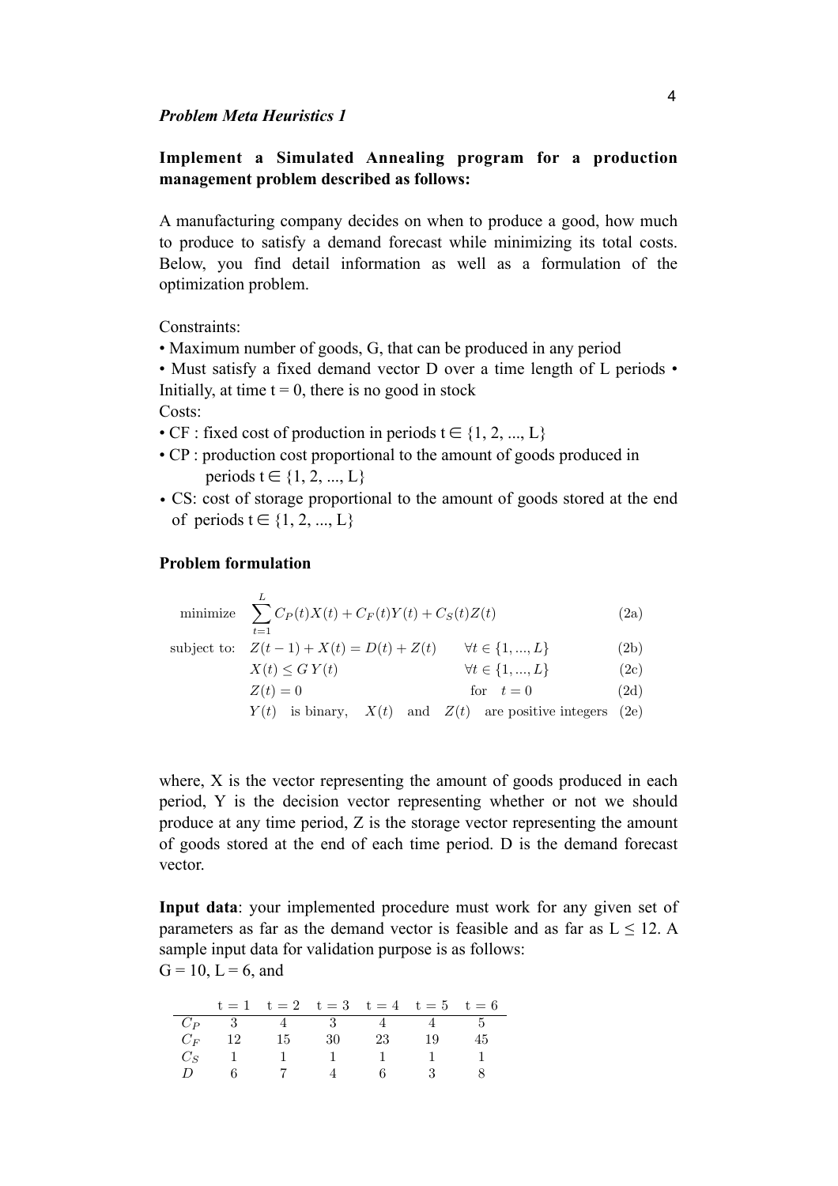***Problem Meta Heuristics 1***

**Implement a Simulated Annealing program for a production management problem described as follows:**

A manufacturing company decides on when to produce a good, how much to produce to satisfy a demand forecast while minimizing its total costs. Below, you find detail information as well as a formulation of the optimization problem.

Constraints:

- Maximum number of goods, G, that can be produced in any period
- Must satisfy a fixed demand vector D over a time length of L periods
- Initially, at time t = 0, there is no good in stock

Costs:

- CF : fixed cost of production in periods t ∈ {1, 2, ..., L}
- CP : production cost proportional to the amount of goods produced in periods t ∈ {1, 2, ..., L}
- CS: cost of storage proportional to the amount of goods stored at the end of periods t ∈ {1, 2, ..., L}

**Problem formulation**

$$\text{minimize} \quad \sum_{t=1}^{L} C_P(t)X(t) + C_F(t)Y(t) + C_S(t)Z(t) \tag{2a}$$

$$\text{subject to:} \quad Z(t-1) + X(t) = D(t) + Z(t) \qquad \forall t \in \{1, ..., L\} \tag{2b}$$

$$X(t) \leq G\,Y(t) \qquad \forall t \in \{1, ..., L\} \tag{2c}$$

$$Z(t) = 0 \qquad \text{for} \quad t = 0 \tag{2d}$$

$$Y(t) \quad \text{is binary,} \quad X(t) \quad \text{and} \quad Z(t) \quad \text{are positive integers} \tag{2e}$$

where, X is the vector representing the amount of goods produced in each period, Y is the decision vector representing whether or not we should produce at any time period, Z is the storage vector representing the amount of goods stored at the end of each time period. D is the demand forecast vector.

**Input data**: your implemented procedure must work for any given set of parameters as far as the demand vector is feasible and as far as L ≤ 12. A sample input data for validation purpose is as follows:
G = 10, L = 6, and

| | t = 1 | t = 2 | t = 3 | t = 4 | t = 5 | t = 6 |
|---|---|---|---|---|---|---|
| $C_P$ | 3 | 4 | 3 | 4 | 4 | 5 |
| $C_F$ | 12 | 15 | 30 | 23 | 19 | 45 |
| $C_S$ | 1 | 1 | 1 | 1 | 1 | 1 |
| $D$ | 6 | 7 | 4 | 6 | 3 | 8 |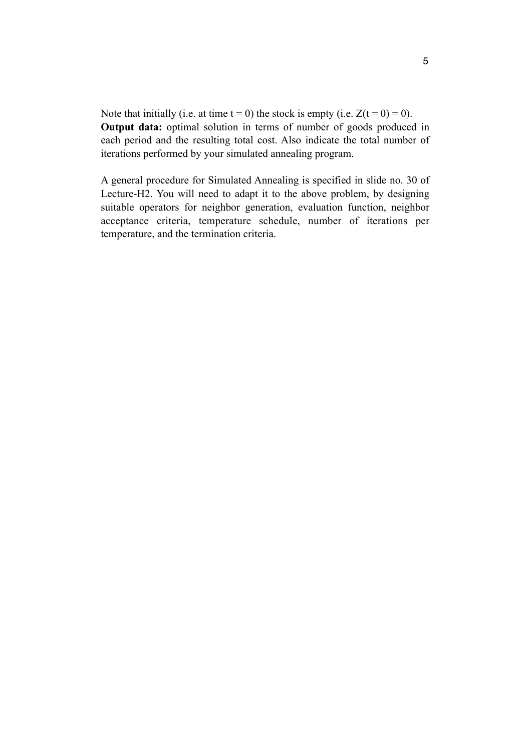Note that initially (i.e. at time $t = 0$) the stock is empty (i.e. $Z(t = 0) = 0$).
**Output data:** optimal solution in terms of number of goods produced in each period and the resulting total cost. Also indicate the total number of iterations performed by your simulated annealing program.

A general procedure for Simulated Annealing is specified in slide no. 30 of Lecture-H2. You will need to adapt it to the above problem, by designing suitable operators for neighbor generation, evaluation function, neighbor acceptance criteria, temperature schedule, number of iterations per temperature, and the termination criteria.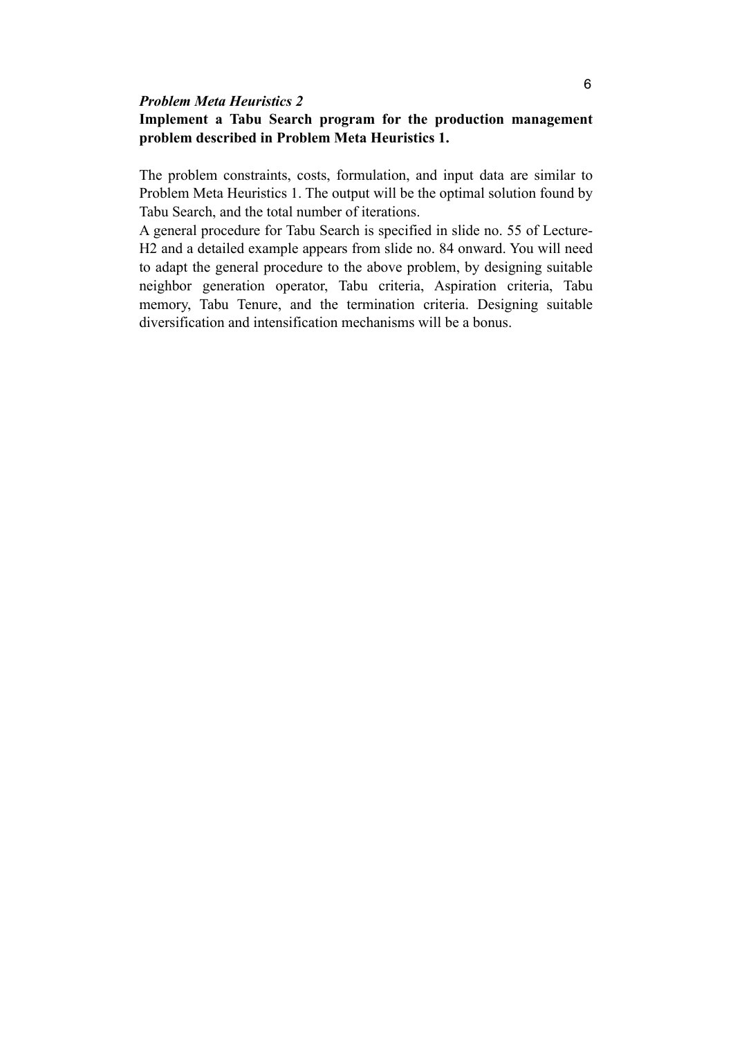***Problem Meta Heuristics 2***

**Implement a Tabu Search program for the production management problem described in Problem Meta Heuristics 1.**

The problem constraints, costs, formulation, and input data are similar to Problem Meta Heuristics 1. The output will be the optimal solution found by Tabu Search, and the total number of iterations.
A general procedure for Tabu Search is specified in slide no. 55 of Lecture-H2 and a detailed example appears from slide no. 84 onward. You will need to adapt the general procedure to the above problem, by designing suitable neighbor generation operator, Tabu criteria, Aspiration criteria, Tabu memory, Tabu Tenure, and the termination criteria. Designing suitable diversification and intensification mechanisms will be a bonus.